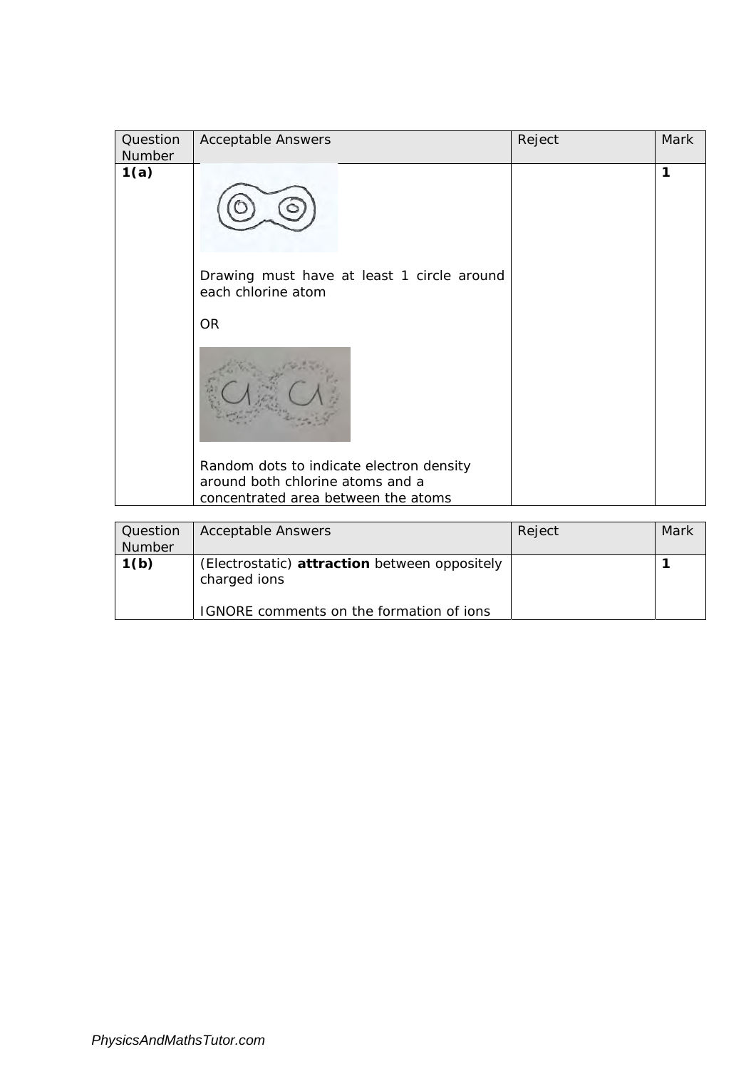| Question Number | Acceptable Answers | Reject | Mark |
|---|---|---|---|
| **1(a)** | Drawing must have at least 1 circle around each chlorine atom<br><br>OR<br><br>Random dots to indicate electron density around both chlorine atoms and a concentrated area between the atoms | | **1** |

| Question Number | Acceptable Answers | Reject | Mark |
|---|---|---|---|
| **1(b)** | (Electrostatic) **attraction** between oppositely charged ions<br><br>IGNORE comments on the formation of ions | | **1** |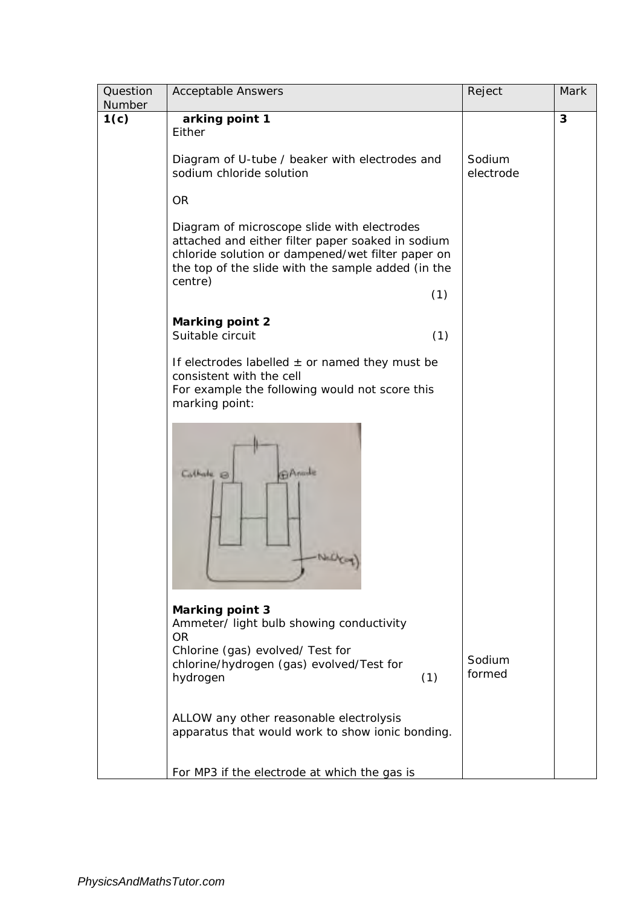| Question Number | Acceptable Answers | Reject | Mark |
|---|---|---|---|
| **1(c)** | **arking point 1**<br>Either<br><br>Diagram of U-tube / beaker with electrodes and sodium chloride solution<br><br>OR<br><br>Diagram of microscope slide with electrodes attached and either filter paper soaked in sodium chloride solution or dampened/wet filter paper on the top of the slide with the sample added (in the centre) (1)<br><br>**Marking point 2**<br>Suitable circuit (1)<br><br>If electrodes labelled ± or named they must be consistent with the cell<br>For example the following would not score this marking point:<br><br>**Marking point 3**<br>Ammeter/ light bulb showing conductivity<br>OR<br>Chlorine (gas) evolved/ Test for chlorine/hydrogen (gas) evolved/Test for hydrogen (1)<br><br>ALLOW any other reasonable electrolysis apparatus that would work to show ionic bonding.<br><br>For MP3 if the electrode at which the gas is | Sodium electrode<br><br>Sodium formed | **3** |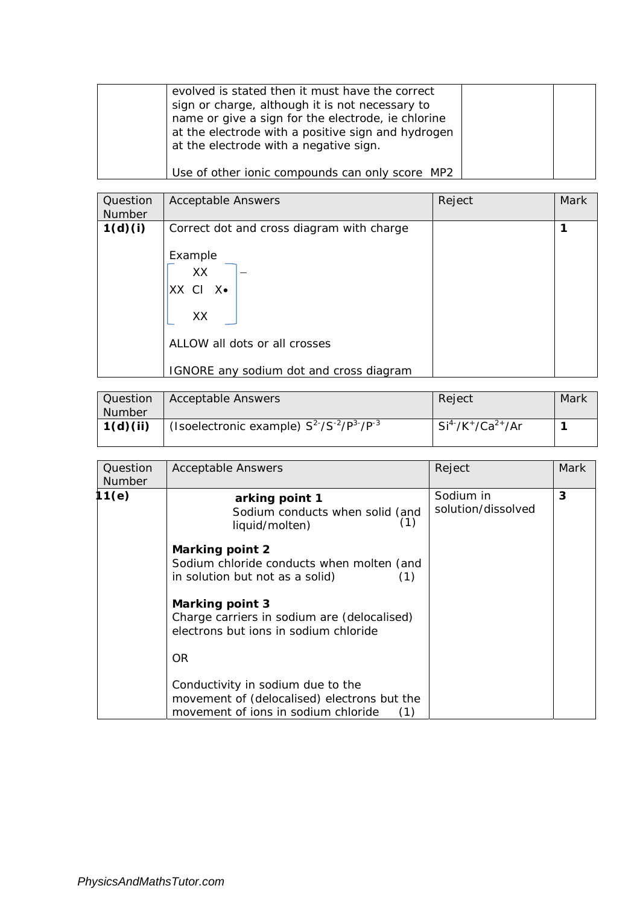| | | | |
|---|---|---|---|
| | evolved is stated then it must have the correct sign or charge, although it is not necessary to name or give a sign for the electrode, ie chlorine at the electrode with a positive sign and hydrogen at the electrode with a negative sign.<br><br>Use of other ionic compounds can only score MP2 | | |

| Question Number | Acceptable Answers | Reject | Mark |
|---|---|---|---|
| **1(d)(i)** | Correct dot and cross diagram with charge<br><br>Example<br>[ XX / XX Cl X• / XX ]$^-$<br><br>ALLOW all dots or all crosses<br><br>IGNORE any sodium dot and cross diagram | | **1** |

| Question Number | Acceptable Answers | Reject | Mark |
|---|---|---|---|
| **1(d)(ii)** | (Isoelectronic example) $S^{2-}$/$S^{-2}$/$P^{3-}$/$P^{-3}$ | $Si^{4-}$/$K^{+}$/$Ca^{2+}$/Ar | **1** |

| Question Number | Acceptable Answers | Reject | Mark |
|---|---|---|---|
| **1(e)** | **Marking point 1**<br>Sodium conducts when solid (and liquid/molten) (1)<br><br>**Marking point 2**<br>Sodium chloride conducts when molten (and in solution but not as a solid) (1)<br><br>**Marking point 3**<br>Charge carriers in sodium are (delocalised) electrons but ions in sodium chloride<br><br>OR<br><br>Conductivity in sodium due to the movement of (delocalised) electrons but the movement of ions in sodium chloride (1) | Sodium in solution/dissolved | **3** |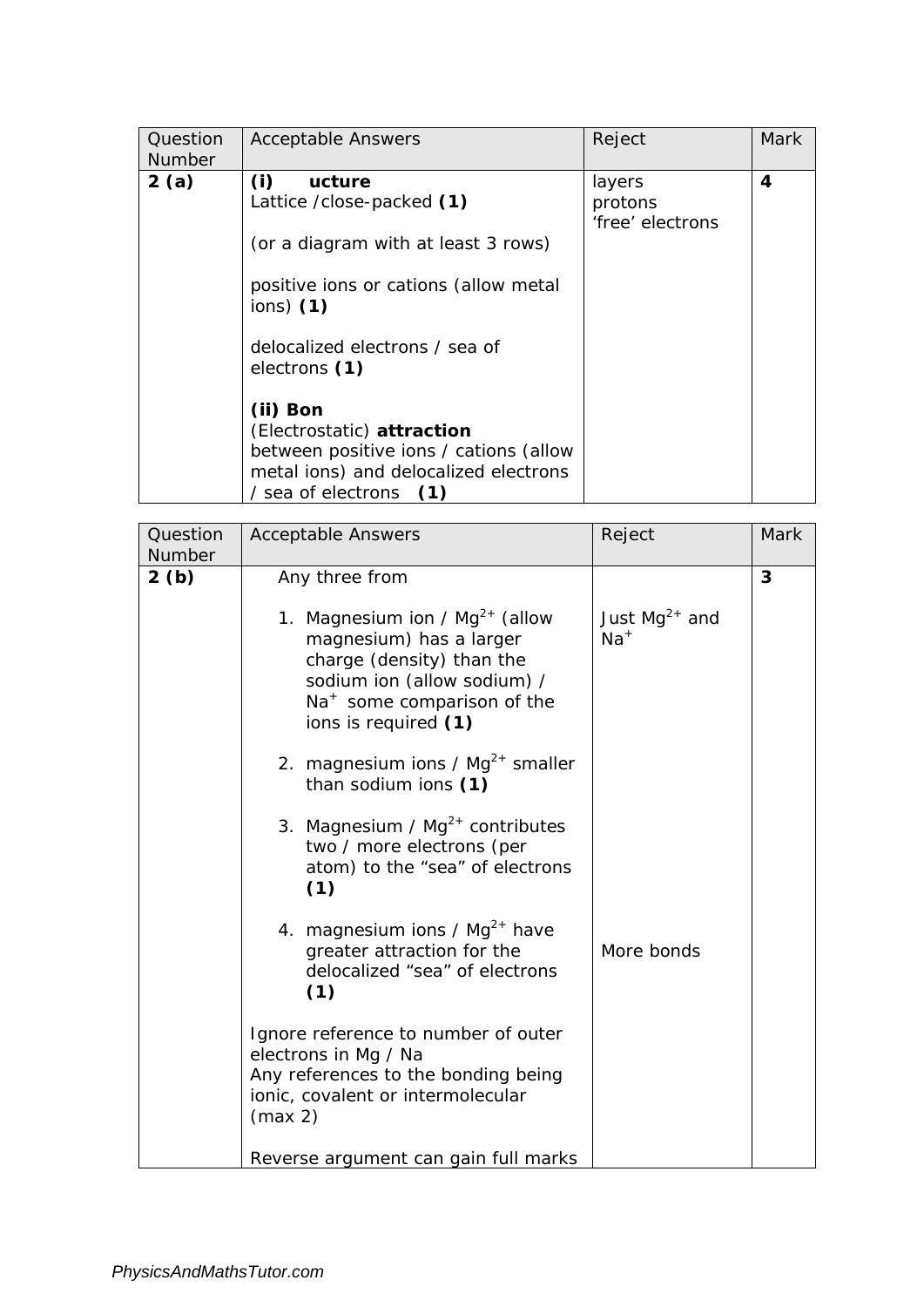| Question Number | Acceptable Answers | Reject | Mark |
|---|---|---|---|
| **2 (a)** | **(i) ucture**<br>Lattice /close-packed **(1)**<br><br>(or a diagram with at least 3 rows)<br><br>positive ions or cations (allow metal ions) **(1)**<br><br>delocalized electrons / sea of electrons **(1)**<br><br>**(ii) Bon**<br>(Electrostatic) **attraction** between positive ions / cations (allow metal ions) and delocalized electrons / sea of electrons **(1)** | layers<br>protons<br>'free' electrons | **4** |

| Question Number | Acceptable Answers | Reject | Mark |
|---|---|---|---|
| **2 (b)** | Any three from<br><br>1. Magnesium ion / $Mg^{2+}$ (allow magnesium) has a larger charge (density) than the sodium ion (allow sodium) / $Na^{+}$ some comparison of the ions is required **(1)**<br><br>2. magnesium ions / $Mg^{2+}$ smaller than sodium ions **(1)**<br><br>3. Magnesium / $Mg^{2+}$ contributes two / more electrons (per atom) to the "sea" of electrons **(1)**<br><br>4. magnesium ions / $Mg^{2+}$ have greater attraction for the delocalized "sea" of electrons **(1)**<br><br>Ignore reference to number of outer electrons in Mg / Na<br>Any references to the bonding being ionic, covalent or intermolecular (max 2)<br><br>Reverse argument can gain full marks | Just $Mg^{2+}$ and $Na^{+}$<br><br><br><br><br><br><br><br>More bonds | **3** |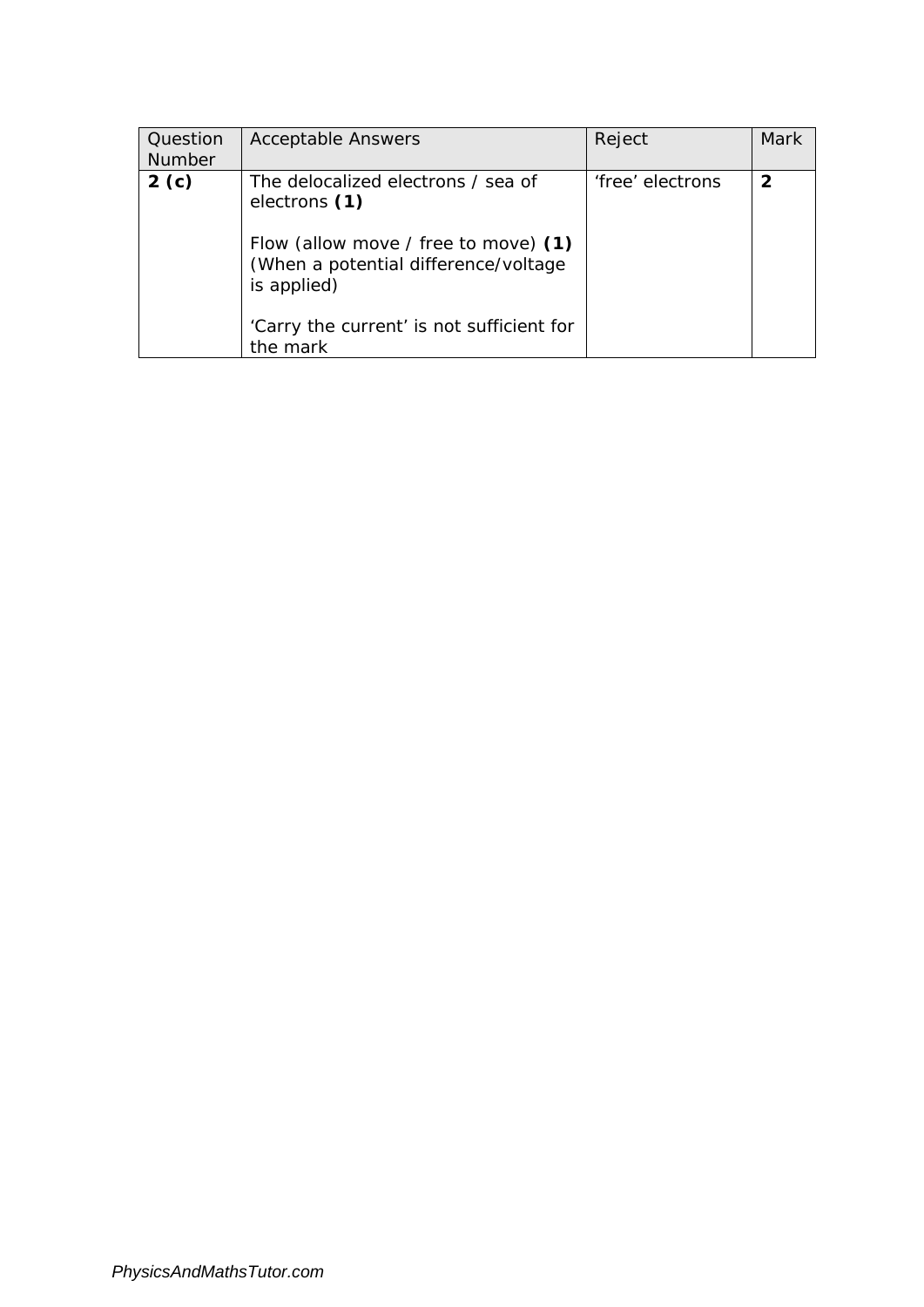| Question Number | Acceptable Answers | Reject | Mark |
|---|---|---|---|
| **2 (c)** | The delocalized electrons / sea of electrons **(1)**<br><br>Flow (allow move / free to move) **(1)** (When a potential difference/voltage is applied)<br><br>'Carry the current' is not sufficient for the mark | 'free' electrons | **2** |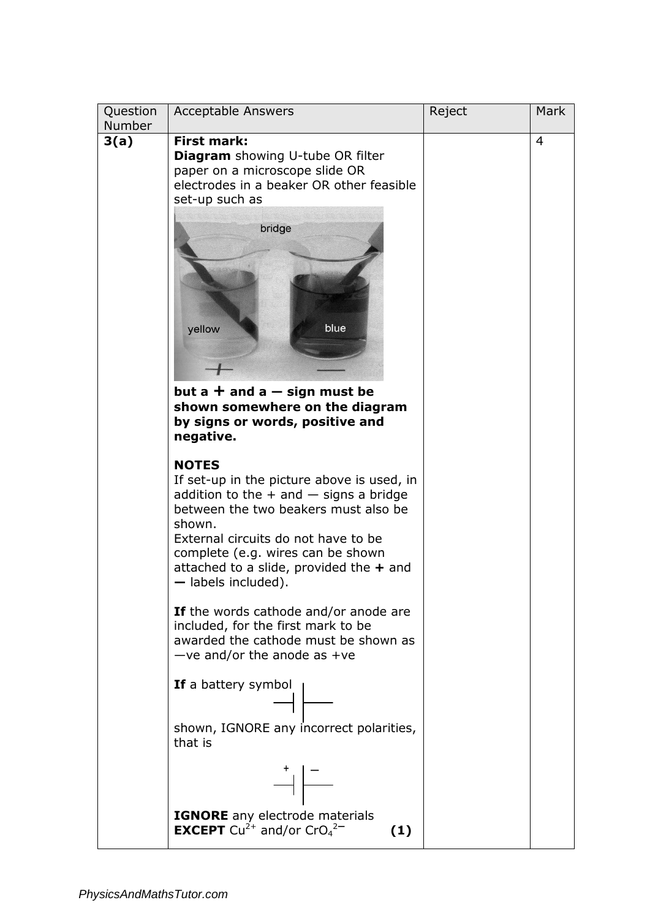| Question Number | Acceptable Answers | Reject | Mark |
|---|---|---|---|
| **3(a)** | **First mark:** **Diagram** showing U-tube OR filter paper on a microscope slide OR electrodes in a beaker OR other feasible set-up such as<br><br>bridge<br>yellow  blue<br>+  —<br><br>**but a + and a — sign must be shown somewhere on the diagram by signs or words, positive and negative.**<br><br>**NOTES**<br>If set-up in the picture above is used, in addition to the + and — signs a bridge between the two beakers must also be shown.<br>External circuits do not have to be complete (e.g. wires can be shown attached to a slide, provided the **+** and **—** labels included).<br><br>**If** the words cathode and/or anode are included, for the first mark to be awarded the cathode must be shown as —ve and/or the anode as +ve<br><br>**If** a battery symbol shown, IGNORE any incorrect polarities, that is<br><br>+ —<br><br>**IGNORE** any electrode materials **EXCEPT** $Cu^{2+}$ and/or $CrO_4^{2-}$ **(1)** | | 4 |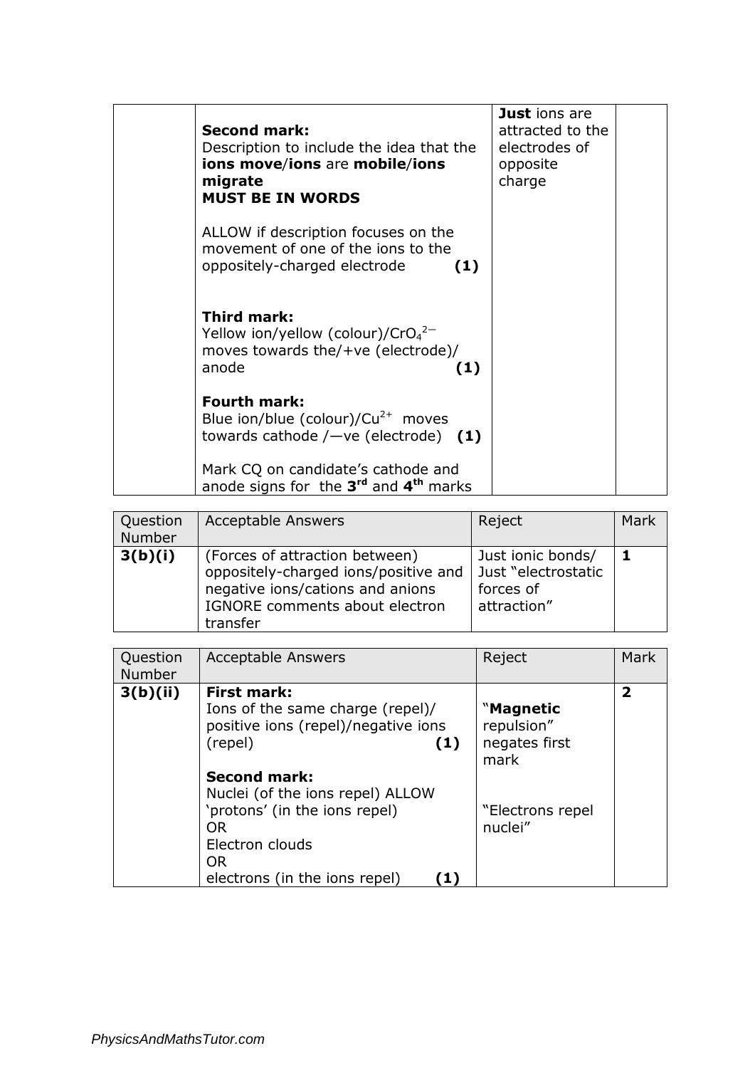| | | | |
|---|---|---|---|
| | **Second mark:**<br>Description to include the idea that the **ions move**/**ions** are **mobile**/**ions migrate**<br>**MUST BE IN WORDS**<br><br>ALLOW if description focuses on the movement of one of the ions to the oppositely-charged electrode **(1)**<br><br>**Third mark:**<br>Yellow ion/yellow (colour)/$CrO_4^{2-}$ moves towards the/+ve (electrode)/ anode **(1)**<br><br>**Fourth mark:**<br>Blue ion/blue (colour)/$Cu^{2+}$ moves towards cathode /—ve (electrode) **(1)**<br><br>Mark CQ on candidate's cathode and anode signs for the **3rd** and **4th** marks | **Just** ions are attracted to the electrodes of opposite charge | |

| Question Number | Acceptable Answers | Reject | Mark |
|---|---|---|---|
| **3(b)(i)** | (Forces of attraction between) oppositely-charged ions/positive and negative ions/cations and anions<br>IGNORE comments about electron transfer | Just ionic bonds/ Just "electrostatic forces of attraction" | **1** |

| Question Number | Acceptable Answers | Reject | Mark |
|---|---|---|---|
| **3(b)(ii)** | **First mark:**<br>Ions of the same charge (repel)/ positive ions (repel)/negative ions (repel) **(1)**<br><br>**Second mark:**<br>Nuclei (of the ions repel) ALLOW 'protons' (in the ions repel)<br>OR<br>Electron clouds<br>OR<br>electrons (in the ions repel) **(1)** | "**Magnetic** repulsion" negates first mark<br><br>"Electrons repel nuclei" | **2** |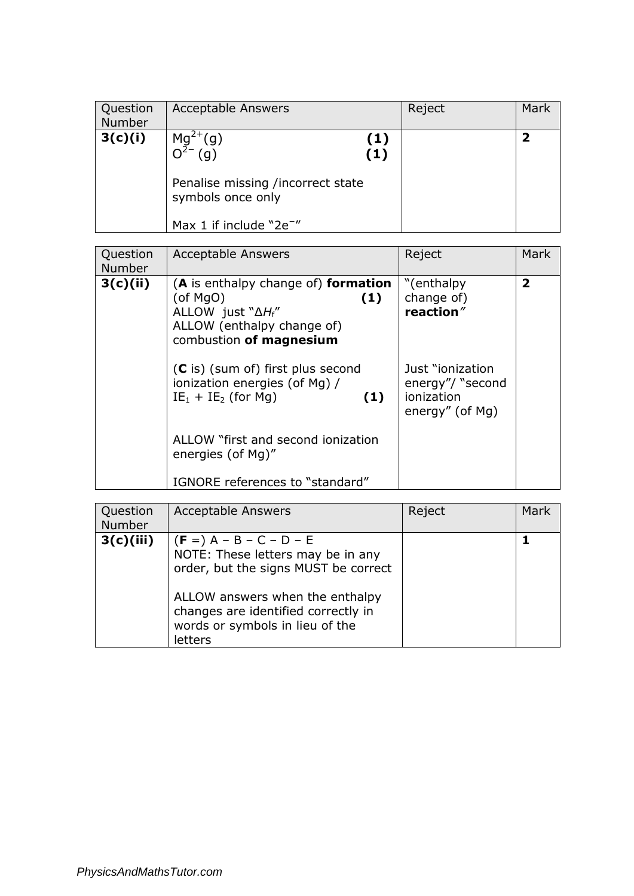| Question Number | Acceptable Answers | Reject | Mark |
|---|---|---|---|
| **3(c)(i)** | $Mg^{2+}$(g) **(1)**<br>$O^{2-}$ (g) **(1)**<br><br>Penalise missing /incorrect state symbols once only<br><br>Max 1 if include "$2e^{-}$" | | **2** |

| Question Number | Acceptable Answers | Reject | Mark |
|---|---|---|---|
| **3(c)(ii)** | (**A** is enthalpy change of) **formation** (of MgO) **(1)**<br>ALLOW just "$\Delta H_f$"<br>ALLOW (enthalpy change of) combustion **of magnesium**<br><br>(**C** is) (sum of) first plus second ionization energies (of Mg) / $IE_1 + IE_2$ (for Mg) **(1)**<br><br>ALLOW "first and second ionization energies (of Mg)"<br><br>IGNORE references to "standard" | "(enthalpy change of) **reaction**"<br><br>Just "ionization energy"/ "second ionization energy" (of Mg) | **2** |

| Question Number | Acceptable Answers | Reject | Mark |
|---|---|---|---|
| **3(c)(iii)** | (**F** =) A – B – C – D – E<br>NOTE: These letters may be in any order, but the signs MUST be correct<br><br>ALLOW answers when the enthalpy changes are identified correctly in words or symbols in lieu of the letters | | **1** |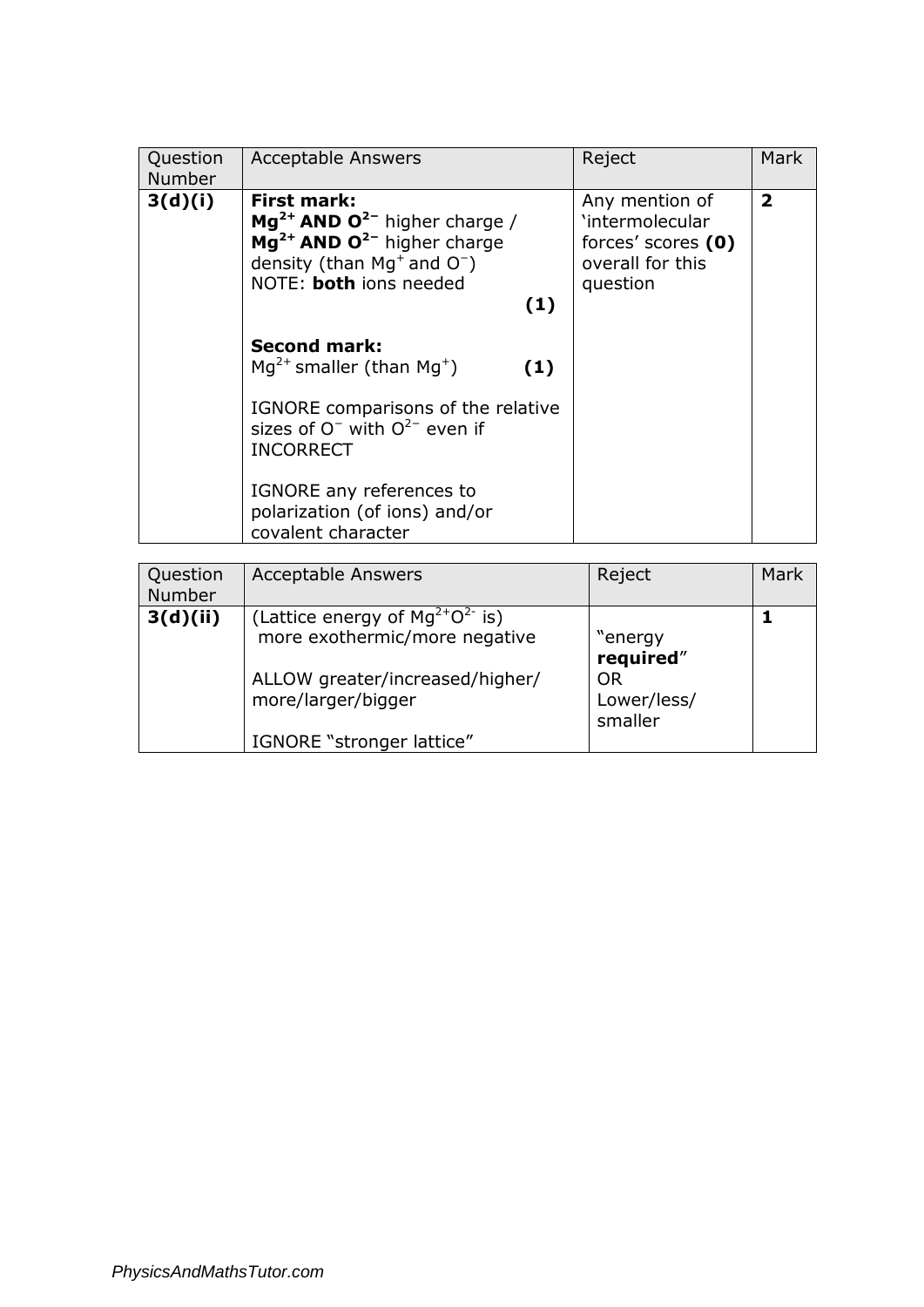| Question Number | Acceptable Answers | Reject | Mark |
|---|---|---|---|
| **3(d)(i)** | **First mark:** <br> **$Mg^{2+}$ AND $O^{2-}$** higher charge / <br> **$Mg^{2+}$ AND $O^{2-}$** higher charge density (than $Mg^{+}$ and $O^{-}$) <br> NOTE: **both** ions needed **(1)** <br><br> **Second mark:** <br> $Mg^{2+}$ smaller (than $Mg^{+}$) **(1)** <br><br> IGNORE comparisons of the relative sizes of $O^{-}$ with $O^{2-}$ even if INCORRECT <br><br> IGNORE any references to polarization (of ions) and/or covalent character | Any mention of 'intermolecular forces' scores **(0)** overall for this question | **2** |

| Question Number | Acceptable Answers | Reject | Mark |
|---|---|---|---|
| **3(d)(ii)** | (Lattice energy of $Mg^{2+}O^{2-}$ is) more exothermic/more negative <br><br> ALLOW greater/increased/higher/ more/larger/bigger <br><br> IGNORE "stronger lattice" | "energy **required**" <br> OR <br> Lower/less/ smaller | **1** |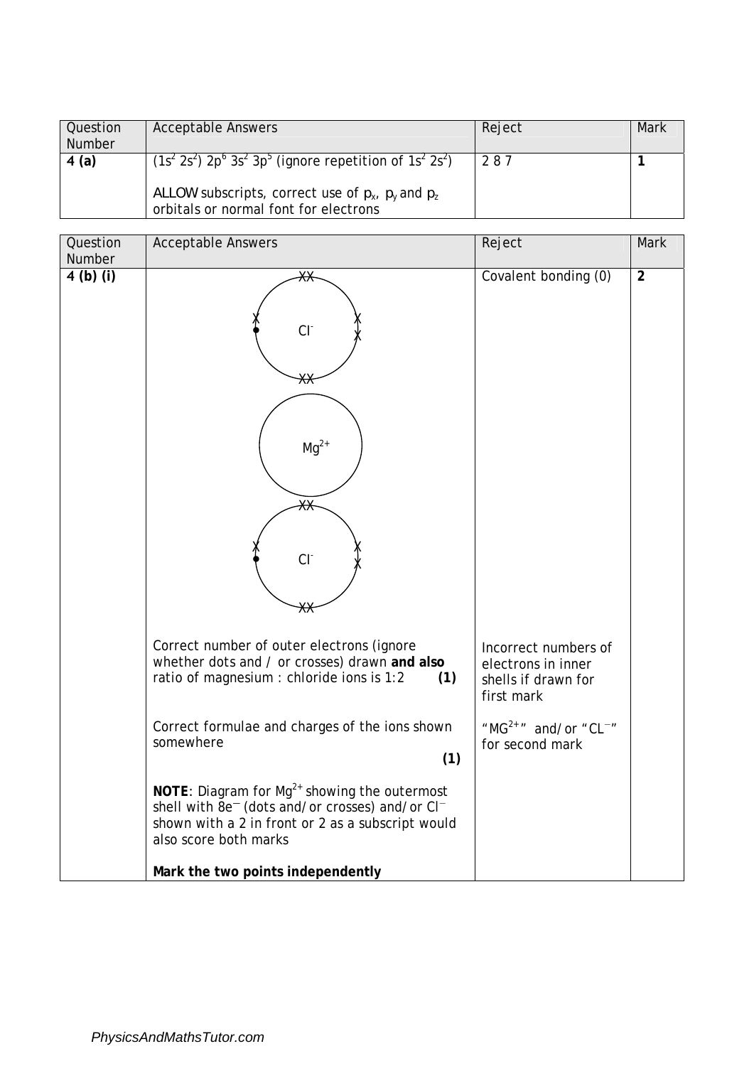| Question Number | Acceptable Answers | Reject | Mark |
|---|---|---|---|
| **4 (a)** | $(1s^2\ 2s^2)\ 2p^6\ 3s^2\ 3p^5$ (ignore repetition of $1s^2\ 2s^2$)<br><br>ALLOW subscripts, correct use of $p_x$, $p_y$ and $p_z$ orbitals or normal font for electrons | 2 8 7 | **1** |

| Question Number | Acceptable Answers | Reject | Mark |
|---|---|---|---|
| **4 (b) (i)** | $Cl^-$ &nbsp;&nbsp; $Mg^{2+}$ &nbsp;&nbsp; $Cl^-$<br><br>Correct number of outer electrons (ignore whether dots and / or crosses) drawn **and also** ratio of magnesium : chloride ions is 1:2 **(1)**<br><br>Correct formulae and charges of the ions shown somewhere **(1)**<br><br>**NOTE**: Diagram for $Mg^{2+}$ showing the outermost shell with 8e⁻ (dots and/or crosses) and/or $Cl^-$ shown with a 2 in front or 2 as a subscript would also score both marks<br><br>**Mark the two points independently** | Covalent bonding (0)<br><br>Incorrect numbers of electrons in inner shells if drawn for first mark<br><br>"$MG^{2+}$" and/or "$CL^-$" for second mark | **2** |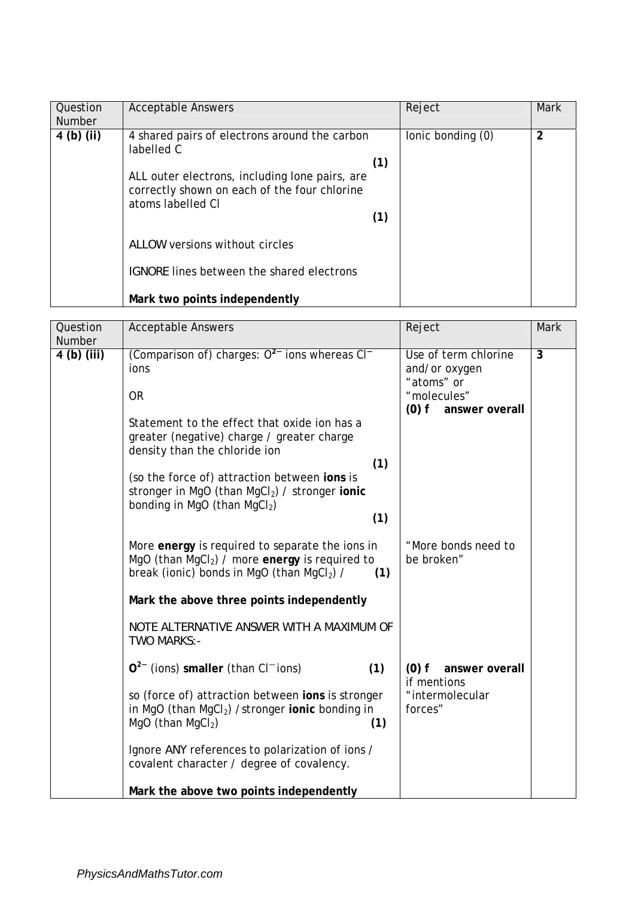| Question Number | Acceptable Answers | Reject | Mark |
|---|---|---|---|
| 4 (b) (ii) | 4 shared pairs of electrons around the carbon labelled C **(1)**<br><br>ALL outer electrons, including lone pairs, are correctly shown on each of the four chlorine atoms labelled Cl **(1)**<br><br>ALLOW versions without circles<br><br>IGNORE lines between the shared electrons<br><br>**Mark two points independently** | Ionic bonding (0) | **2** |

| Question Number | Acceptable Answers | Reject | Mark |
|---|---|---|---|
| 4 (b) (iii) | (Comparison of) charges: $O^{2-}$ ions whereas $Cl^{-}$ ions<br><br>OR<br><br>Statement to the effect that oxide ion has a greater (negative) charge / greater charge density than the chloride ion **(1)**<br><br>(so the force of) attraction between **ions** is stronger in MgO (than $MgCl_2$) / stronger **ionic** bonding in MgO (than $MgCl_2$) **(1)**<br><br>More **energy** is required to separate the ions in MgO (than $MgCl_2$) / more **energy** is required to break (ionic) bonds in MgO (than $MgCl_2$) / **(1)**<br><br>**Mark the above three points independently**<br><br>NOTE ALTERNATIVE ANSWER WITH A MAXIMUM OF TWO MARKS:-<br><br>$O^{2-}$ (ions) **smaller** (than $Cl^{-}$ ions) **(1)**<br><br>so (force of) attraction between **ions** is stronger in MgO (than $MgCl_2$) / stronger **ionic** bonding in MgO (than $MgCl_2$) **(1)**<br><br>Ignore ANY references to polarization of ions / covalent character / degree of covalency.<br><br>**Mark the above two points independently** | Use of term chlorine and/or oxygen "atoms" or "molecules" **(0) f answer overall**<br><br>"More bonds need to be broken"<br><br>**(0) f answer overall** if mentions "intermolecular forces" | **3** |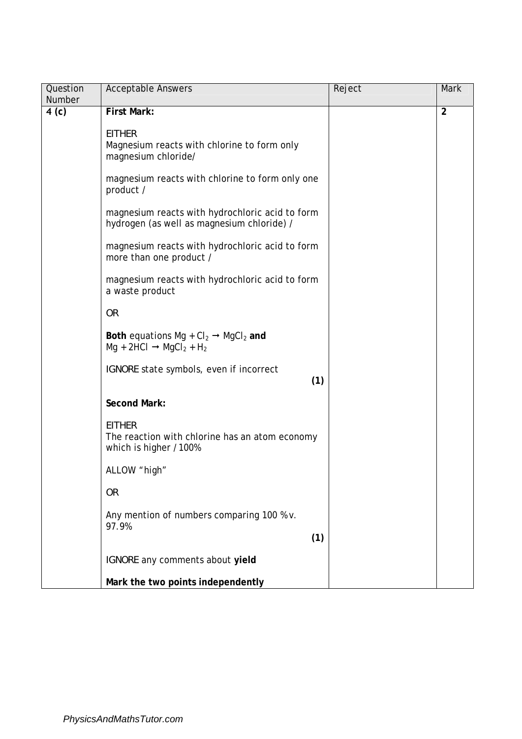| Question Number | Acceptable Answers | Reject | Mark |
|---|---|---|---|
| 4 (c) | **First Mark:**<br><br>EITHER<br>Magnesium reacts with chlorine to form only magnesium chloride/<br><br>magnesium reacts with chlorine to form only one product /<br><br>magnesium reacts with hydrochloric acid to form hydrogen (as well as magnesium chloride) /<br><br>magnesium reacts with hydrochloric acid to form more than one product /<br><br>magnesium reacts with hydrochloric acid to form a waste product<br><br>OR<br><br>**Both** equations $Mg + Cl_2 \rightarrow MgCl_2$ **and** $Mg + 2HCl \rightarrow MgCl_2 + H_2$<br><br>IGNORE state symbols, even if incorrect<br>**(1)**<br><br>**Second Mark:**<br><br>EITHER<br>The reaction with chlorine has an atom economy which is higher / 100%<br><br>ALLOW "high"<br><br>OR<br><br>Any mention of numbers comparing 100 % v. 97.9%<br>**(1)**<br><br>IGNORE any comments about **yield**<br><br>**Mark the two points independently** | | 2 |